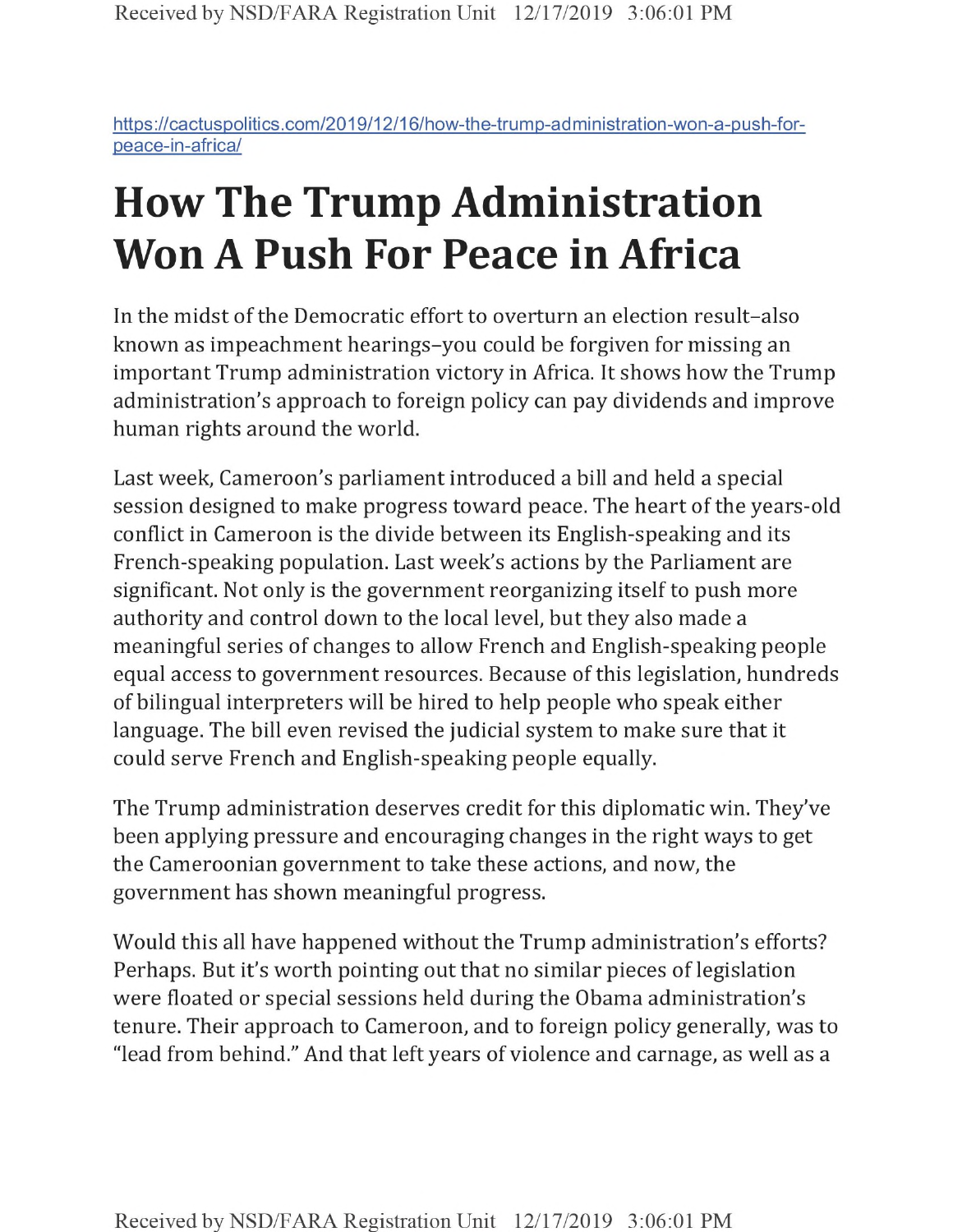https://cactuspolitics.com/2019/12/16/how-the-trump-administration-won-a-push-for-peace-in-africa/

# How The Trump Administration Won A Push For Peace in Africa

In the midst of the Democratic effort to overturn an election result–also known as impeachment hearings–you could be forgiven for missing an important Trump administration victory in Africa. It shows how the Trump administration's approach to foreign policy can pay dividends and improve human rights around the world.

Last week, Cameroon's parliament introduced a bill and held a special session designed to make progress toward peace. The heart of the years-old conflict in Cameroon is the divide between its English-speaking and its French-speaking population. Last week's actions by the Parliament are significant. Not only is the government reorganizing itself to push more authority and control down to the local level, but they also made a meaningful series of changes to allow French and English-speaking people equal access to government resources. Because of this legislation, hundreds of bilingual interpreters will be hired to help people who speak either language. The bill even revised the judicial system to make sure that it could serve French and English-speaking people equally.

The Trump administration deserves credit for this diplomatic win. They've been applying pressure and encouraging changes in the right ways to get the Cameroonian government to take these actions, and now, the government has shown meaningful progress.

Would this all have happened without the Trump administration's efforts? Perhaps. But it's worth pointing out that no similar pieces of legislation were floated or special sessions held during the Obama administration's tenure. Their approach to Cameroon, and to foreign policy generally, was to "lead from behind." And that left years of violence and carnage, as well as a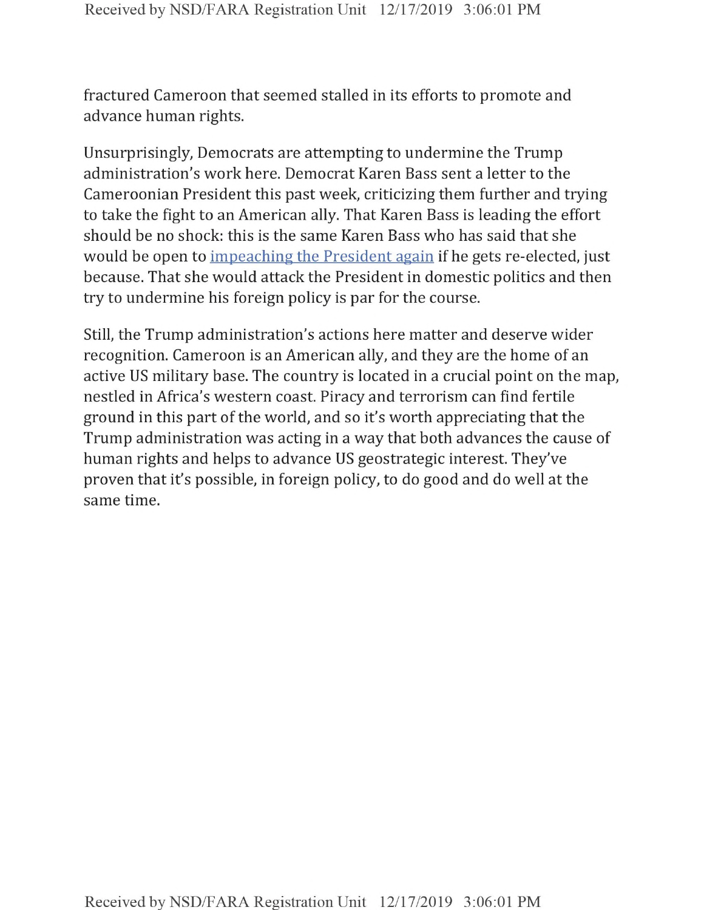fractured Cameroon that seemed stalled in its efforts to promote and advance human rights.

Unsurprisingly, Democrats are attempting to undermine the Trump administration's work here. Democrat Karen Bass sent a letter to the Cameroonian President this past week, criticizing them further and trying to take the fight to an American ally. That Karen Bass is leading the effort should be no shock: this is the same Karen Bass who has said that she would be open to impeaching the President again if he gets re-elected, just because. That she would attack the President in domestic politics and then try to undermine his foreign policy is par for the course.

Still, the Trump administration's actions here matter and deserve wider recognition. Cameroon is an American ally, and they are the home of an active US military base. The country is located in a crucial point on the map, nestled in Africa's western coast. Piracy and terrorism can find fertile ground in this part of the world, and so it's worth appreciating that the Trump administration was acting in a way that both advances the cause of human rights and helps to advance US geostrategic interest. They've proven that it's possible, in foreign policy, to do good and do well at the same time.